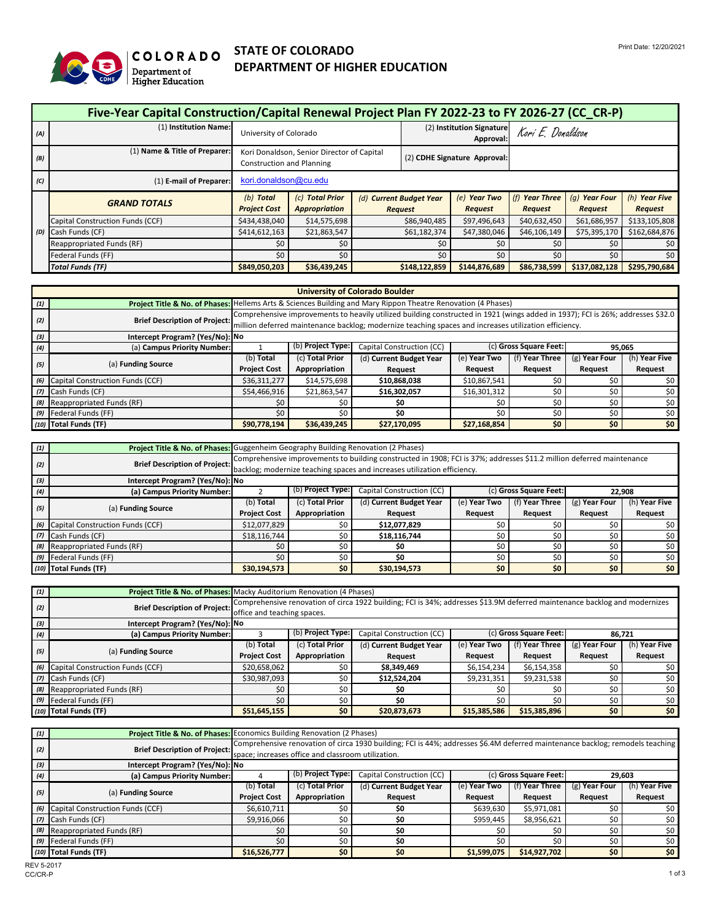# STATE OF COLORADO
# DEPARTMENT OF HIGHER EDUCATION

Print Date: 12/20/2021

## Five-Year Capital Construction/Capital Renewal Project Plan FY 2022-23 to FY 2026-27 (CC_CR-P)

| | | | | | | | | |
|---|---|---|---|---|---|---|---|---|
| (A) | (1) Institution Name: | University of Colorado | | (2) Institution Signature Approval: | Kori E. Donaldson | | | |
| (B) | (1) Name & Title of Preparer: | Kori Donaldson, Senior Director of Capital Construction and Planning | | (2) CDHE Signature Approval: | | | | |
| (C) | (1) E-mail of Preparer: | kori.donaldson@cu.edu | | | | | | |

| | *GRAND TOTALS* | *(b) Total Project Cost* | *(c) Total Prior Appropriation* | *(d) Current Budget Year Request* | *(e) Year Two Request* | *(f) Year Three Request* | *(g) Year Four Request* | *(h) Year Five Request* |
|---|---|---|---|---|---|---|---|---|
| (D) | Capital Construction Funds (CCF) | $434,438,040 | $14,575,698 | $86,940,485 | $97,496,643 | $40,632,450 | $61,686,957 | $133,105,808 |
| | Cash Funds (CF) | $414,612,163 | $21,863,547 | $61,182,374 | $47,380,046 | $46,106,149 | $75,395,170 | $162,684,876 |
| | Reappropriated Funds (RF) | $0 | $0 | $0 | $0 | $0 | $0 | $0 |
| | Federal Funds (FF) | $0 | $0 | $0 | $0 | $0 | $0 | $0 |
| | *Total Funds (TF)* | **$849,050,203** | **$36,439,245** | **$148,122,859** | **$144,876,689** | **$86,738,599** | **$137,082,128** | **$295,790,684** |

### University of Colorado Boulder

| | | | | | | | | |
|---|---|---|---|---|---|---|---|---|
| (1) | **Project Title & No. of Phases:** | Hellems Arts & Sciences Building and Mary Rippon Theatre Renovation (4 Phases) | | | | | | |
| (2) | Brief Description of Project: | Comprehensive improvements to heavily utilized building constructed in 1921 (wings added in 1937); FCI is 26%; addresses $32.0 million deferred maintenance backlog; modernize teaching spaces and increases utilization efficiency. | | | | | | |
| (3) | Intercept Program? (Yes/No): | No | | | | | | |
| (4) | (a) Campus Priority Number: | 1 | (b) Project Type: | Capital Construction (CC) | | (c) Gross Square Feet: | 95,065 | |
| (5) | (a) Funding Source | (b) Total Project Cost | (c) Total Prior Appropriation | (d) Current Budget Year Request | (e) Year Two Request | (f) Year Three Request | (g) Year Four Request | (h) Year Five Request |
| (6) | Capital Construction Funds (CCF) | $36,311,277 | $14,575,698 | **$10,868,038** | $10,867,541 | $0 | $0 | $0 |
| (7) | Cash Funds (CF) | $54,466,916 | $21,863,547 | **$16,302,057** | $16,301,312 | $0 | $0 | $0 |
| (8) | Reappropriated Funds (RF) | $0 | $0 | **$0** | $0 | $0 | $0 | $0 |
| (9) | Federal Funds (FF) | $0 | $0 | **$0** | $0 | $0 | $0 | $0 |
| (10) | **Total Funds (TF)** | **$90,778,194** | **$36,439,245** | **$27,170,095** | **$27,168,854** | **$0** | **$0** | **$0** |

| | | | | | | | | |
|---|---|---|---|---|---|---|---|---|
| (1) | **Project Title & No. of Phases:** | Guggenheim Geography Building Renovation (2 Phases) | | | | | | |
| (2) | Brief Description of Project: | Comprehensive improvements to building constructed in 1908; FCI is 37%; addresses $11.2 million deferred maintenance backlog; modernize teaching spaces and increases utilization efficiency. | | | | | | |
| (3) | Intercept Program? (Yes/No): | No | | | | | | |
| (4) | (a) Campus Priority Number: | 2 | (b) Project Type: | Capital Construction (CC) | | (c) Gross Square Feet: | 22,908 | |
| (5) | (a) Funding Source | (b) Total Project Cost | (c) Total Prior Appropriation | (d) Current Budget Year Request | (e) Year Two Request | (f) Year Three Request | (g) Year Four Request | (h) Year Five Request |
| (6) | Capital Construction Funds (CCF) | $12,077,829 | $0 | **$12,077,829** | $0 | $0 | $0 | $0 |
| (7) | Cash Funds (CF) | $18,116,744 | $0 | **$18,116,744** | $0 | $0 | $0 | $0 |
| (8) | Reappropriated Funds (RF) | $0 | $0 | **$0** | $0 | $0 | $0 | $0 |
| (9) | Federal Funds (FF) | $0 | $0 | **$0** | $0 | $0 | $0 | $0 |
| (10) | **Total Funds (TF)** | **$30,194,573** | **$0** | **$30,194,573** | **$0** | **$0** | **$0** | **$0** |

| | | | | | | | | |
|---|---|---|---|---|---|---|---|---|
| (1) | **Project Title & No. of Phases:** | Macky Auditorium Renovation (4 Phases) | | | | | | |
| (2) | Brief Description of Project: | Comprehensive renovation of circa 1922 building; FCI is 34%; addresses $13.9M deferred maintenance backlog and modernizes office and teaching spaces. | | | | | | |
| (3) | Intercept Program? (Yes/No): | No | | | | | | |
| (4) | (a) Campus Priority Number: | 3 | (b) Project Type: | Capital Construction (CC) | | (c) Gross Square Feet: | 86,721 | |
| (5) | (a) Funding Source | (b) Total Project Cost | (c) Total Prior Appropriation | (d) Current Budget Year Request | (e) Year Two Request | (f) Year Three Request | (g) Year Four Request | (h) Year Five Request |
| (6) | Capital Construction Funds (CCF) | $20,658,062 | $0 | **$8,349,469** | $6,154,234 | $6,154,358 | $0 | $0 |
| (7) | Cash Funds (CF) | $30,987,093 | $0 | **$12,524,204** | $9,231,351 | $9,231,538 | $0 | $0 |
| (8) | Reappropriated Funds (RF) | $0 | $0 | **$0** | $0 | $0 | $0 | $0 |
| (9) | Federal Funds (FF) | $0 | $0 | **$0** | $0 | $0 | $0 | $0 |
| (10) | **Total Funds (TF)** | **$51,645,155** | **$0** | **$20,873,673** | **$15,385,586** | **$15,385,896** | **$0** | **$0** |

| | | | | | | | | |
|---|---|---|---|---|---|---|---|---|
| (1) | **Project Title & No. of Phases:** | Economics Building Renovation (2 Phases) | | | | | | |
| (2) | Brief Description of Project: | Comprehensive renovation of circa 1930 building; FCI is 44%; addresses $6.4M deferred maintenance backlog; remodels teaching space; increases office and classroom utilization. | | | | | | |
| (3) | Intercept Program? (Yes/No): | No | | | | | | |
| (4) | (a) Campus Priority Number: | 4 | (b) Project Type: | Capital Construction (CC) | | (c) Gross Square Feet: | 29,603 | |
| (5) | (a) Funding Source | (b) Total Project Cost | (c) Total Prior Appropriation | (d) Current Budget Year Request | (e) Year Two Request | (f) Year Three Request | (g) Year Four Request | (h) Year Five Request |
| (6) | Capital Construction Funds (CCF) | $6,610,711 | $0 | **$0** | $639,630 | $5,971,081 | $0 | $0 |
| (7) | Cash Funds (CF) | $9,916,066 | $0 | **$0** | $959,445 | $8,956,621 | $0 | $0 |
| (8) | Reappropriated Funds (RF) | $0 | $0 | **$0** | $0 | $0 | $0 | $0 |
| (9) | Federal Funds (FF) | $0 | $0 | **$0** | $0 | $0 | $0 | $0 |
| (10) | **Total Funds (TF)** | **$16,526,777** | **$0** | **$0** | **$1,599,075** | **$14,927,702** | **$0** | **$0** |

REV 5-2017
CC/CR-P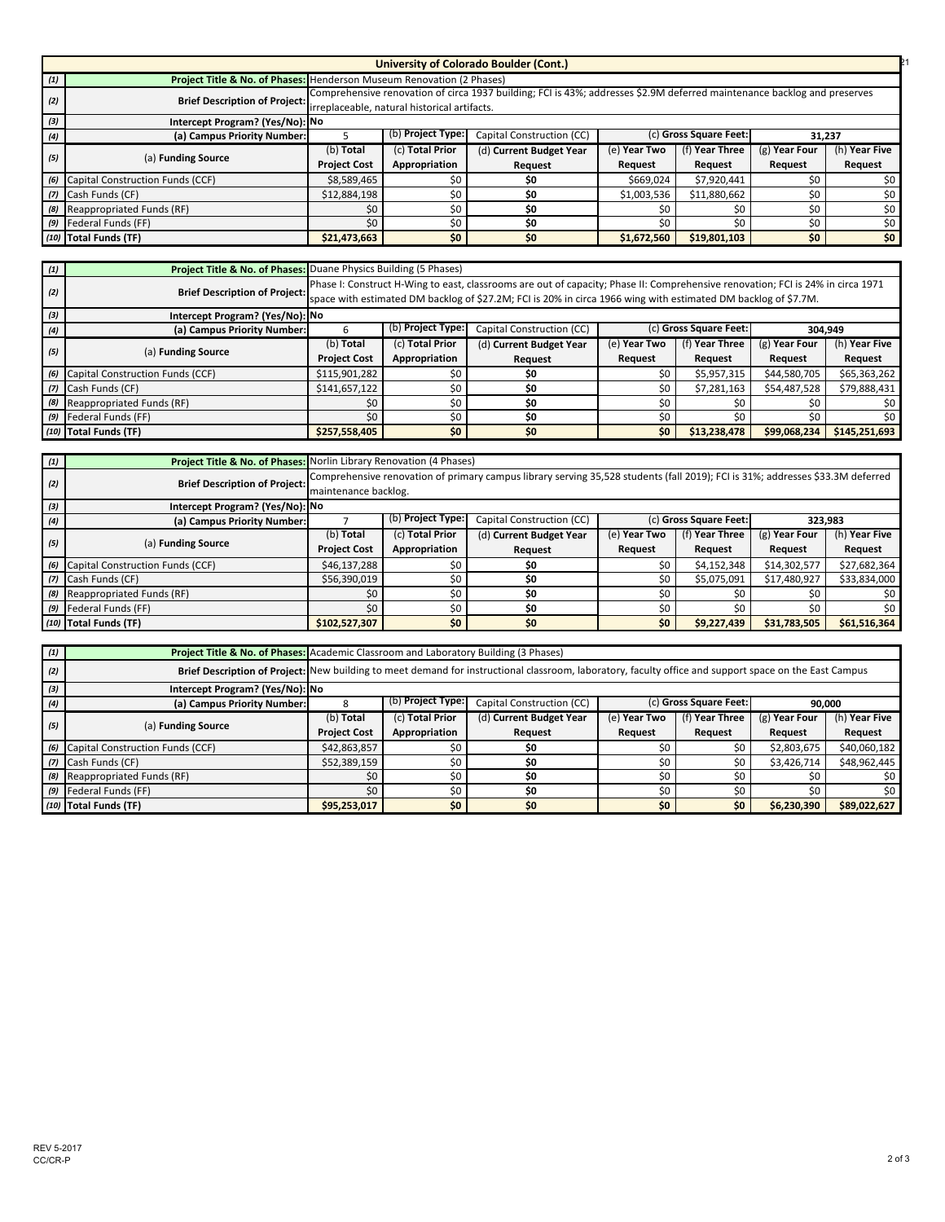## University of Colorado Boulder (Cont.)

| (1) | Project Title & No. of Phases: | Henderson Museum Renovation (2 Phases) | | | | | | |
|---|---|---|---|---|---|---|---|---|
| (2) | Brief Description of Project: | Comprehensive renovation of circa 1937 building; FCI is 43%; addresses $2.9M deferred maintenance backlog and preserves irreplaceable, natural historical artifacts. | | | | | | |
| (3) | Intercept Program? (Yes/No): | No | | | | | | |
| (4) | (a) Campus Priority Number: | 5 | (b) Project Type: | Capital Construction (CC) | (c) Gross Square Feet: | | 31,237 | |
| (5) | (a) Funding Source | (b) Total Project Cost | (c) Total Prior Appropriation | (d) Current Budget Year Request | (e) Year Two Request | (f) Year Three Request | (g) Year Four Request | (h) Year Five Request |
| (6) | Capital Construction Funds (CCF) | $8,589,465 | $0 | **$0** | $669,024 | $7,920,441 | $0 | $0 |
| (7) | Cash Funds (CF) | $12,884,198 | $0 | **$0** | $1,003,536 | $11,880,662 | $0 | $0 |
| (8) | Reappropriated Funds (RF) | $0 | $0 | **$0** | $0 | $0 | $0 | $0 |
| (9) | Federal Funds (FF) | $0 | $0 | **$0** | $0 | $0 | $0 | $0 |
| (10) | **Total Funds (TF)** | **$21,473,663** | **$0** | **$0** | **$1,672,560** | **$19,801,103** | **$0** | **$0** |

| (1) | Project Title & No. of Phases: | Duane Physics Building (5 Phases) | | | | | | |
|---|---|---|---|---|---|---|---|---|
| (2) | Brief Description of Project: | Phase I: Construct H-Wing to east, classrooms are out of capacity; Phase II: Comprehensive renovation; FCI is 24% in circa 1971 space with estimated DM backlog of $27.2M; FCI is 20% in circa 1966 wing with estimated DM backlog of $7.7M. | | | | | | |
| (3) | Intercept Program? (Yes/No): | No | | | | | | |
| (4) | (a) Campus Priority Number: | 6 | (b) Project Type: | Capital Construction (CC) | (c) Gross Square Feet: | | 304,949 | |
| (5) | (a) Funding Source | (b) Total Project Cost | (c) Total Prior Appropriation | (d) Current Budget Year Request | (e) Year Two Request | (f) Year Three Request | (g) Year Four Request | (h) Year Five Request |
| (6) | Capital Construction Funds (CCF) | $115,901,282 | $0 | **$0** | $0 | $5,957,315 | $44,580,705 | $65,363,262 |
| (7) | Cash Funds (CF) | $141,657,122 | $0 | **$0** | $0 | $7,281,163 | $54,487,528 | $79,888,431 |
| (8) | Reappropriated Funds (RF) | $0 | $0 | **$0** | $0 | $0 | $0 | $0 |
| (9) | Federal Funds (FF) | $0 | $0 | **$0** | $0 | $0 | $0 | $0 |
| (10) | **Total Funds (TF)** | **$257,558,405** | **$0** | **$0** | **$0** | **$13,238,478** | **$99,068,234** | **$145,251,693** |

| (1) | Project Title & No. of Phases: | Norlin Library Renovation (4 Phases) | | | | | | |
|---|---|---|---|---|---|---|---|---|
| (2) | Brief Description of Project: | Comprehensive renovation of primary campus library serving 35,528 students (fall 2019); FCI is 31%; addresses $33.3M deferred maintenance backlog. | | | | | | |
| (3) | Intercept Program? (Yes/No): | No | | | | | | |
| (4) | (a) Campus Priority Number: | 7 | (b) Project Type: | Capital Construction (CC) | (c) Gross Square Feet: | | 323,983 | |
| (5) | (a) Funding Source | (b) Total Project Cost | (c) Total Prior Appropriation | (d) Current Budget Year Request | (e) Year Two Request | (f) Year Three Request | (g) Year Four Request | (h) Year Five Request |
| (6) | Capital Construction Funds (CCF) | $46,137,288 | $0 | **$0** | $0 | $4,152,348 | $14,302,577 | $27,682,364 |
| (7) | Cash Funds (CF) | $56,390,019 | $0 | **$0** | $0 | $5,075,091 | $17,480,927 | $33,834,000 |
| (8) | Reappropriated Funds (RF) | $0 | $0 | **$0** | $0 | $0 | $0 | $0 |
| (9) | Federal Funds (FF) | $0 | $0 | **$0** | $0 | $0 | $0 | $0 |
| (10) | **Total Funds (TF)** | **$102,527,307** | **$0** | **$0** | **$0** | **$9,227,439** | **$31,783,505** | **$61,516,364** |

| (1) | Project Title & No. of Phases: | Academic Classroom and Laboratory Building (3 Phases) | | | | | | |
|---|---|---|---|---|---|---|---|---|
| (2) | Brief Description of Project: | New building to meet demand for instructional classroom, laboratory, faculty office and support space on the East Campus | | | | | | |
| (3) | Intercept Program? (Yes/No): | No | | | | | | |
| (4) | (a) Campus Priority Number: | 8 | (b) Project Type: | Capital Construction (CC) | (c) Gross Square Feet: | | 90,000 | |
| (5) | (a) Funding Source | (b) Total Project Cost | (c) Total Prior Appropriation | (d) Current Budget Year Request | (e) Year Two Request | (f) Year Three Request | (g) Year Four Request | (h) Year Five Request |
| (6) | Capital Construction Funds (CCF) | $42,863,857 | $0 | **$0** | $0 | $0 | $2,803,675 | $40,060,182 |
| (7) | Cash Funds (CF) | $52,389,159 | $0 | **$0** | $0 | $0 | $3,426,714 | $48,962,445 |
| (8) | Reappropriated Funds (RF) | $0 | $0 | **$0** | $0 | $0 | $0 | $0 |
| (9) | Federal Funds (FF) | $0 | $0 | **$0** | $0 | $0 | $0 | $0 |
| (10) | **Total Funds (TF)** | **$95,253,017** | **$0** | **$0** | **$0** | **$0** | **$6,230,390** | **$89,022,627** |

REV 5-2017
CC/CR-P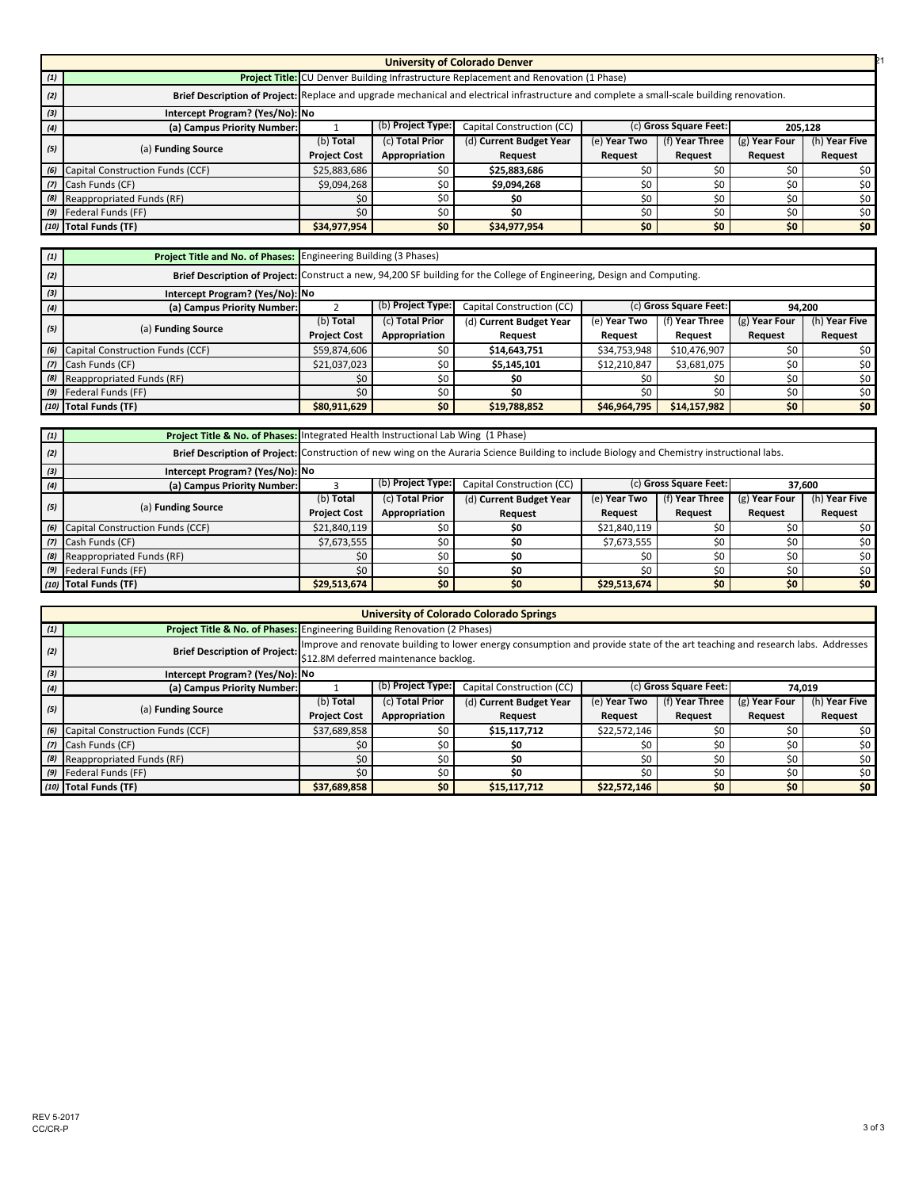## University of Colorado Denver

| | | | | | | | | |
|---|---|---|---|---|---|---|---|---|
| (1) | **Project Title:** CU Denver Building Infrastructure Replacement and Renovation (1 Phase) | | | | | | | |
| (2) | **Brief Description of Project:** Replace and upgrade mechanical and electrical infrastructure and complete a small-scale building renovation. | | | | | | | |
| (3) | **Intercept Program? (Yes/No):** No | | | | | | | |
| (4) | **(a) Campus Priority Number:** | 1 | (b) **Project Type:** | Capital Construction (CC) | (c) **Gross Square Feet:** | | 205,128 | |
| (5) | (a) **Funding Source** | (b) **Total Project Cost** | (c) **Total Prior Appropriation** | (d) **Current Budget Year Request** | (e) **Year Two Request** | (f) **Year Three Request** | (g) **Year Four Request** | (h) **Year Five Request** |
| (6) | Capital Construction Funds (CCF) | $25,883,686 | $0 | **$25,883,686** | $0 | $0 | $0 | $0 |
| (7) | Cash Funds (CF) | $9,094,268 | $0 | **$9,094,268** | $0 | $0 | $0 | $0 |
| (8) | Reappropriated Funds (RF) | $0 | $0 | **$0** | $0 | $0 | $0 | $0 |
| (9) | Federal Funds (FF) | $0 | $0 | **$0** | $0 | $0 | $0 | $0 |
| (10) | **Total Funds (TF)** | **$34,977,954** | **$0** | **$34,977,954** | **$0** | **$0** | **$0** | **$0** |

| | | | | | | | | |
|---|---|---|---|---|---|---|---|---|
| (1) | **Project Title and No. of Phases:** Engineering Building (3 Phases) | | | | | | | |
| (2) | **Brief Description of Project:** Construct a new, 94,200 SF building for the College of Engineering, Design and Computing. | | | | | | | |
| (3) | **Intercept Program? (Yes/No):** No | | | | | | | |
| (4) | **(a) Campus Priority Number:** | 2 | (b) **Project Type:** | Capital Construction (CC) | (c) **Gross Square Feet:** | | 94,200 | |
| (5) | (a) **Funding Source** | (b) **Total Project Cost** | (c) **Total Prior Appropriation** | (d) **Current Budget Year Request** | (e) **Year Two Request** | (f) **Year Three Request** | (g) **Year Four Request** | (h) **Year Five Request** |
| (6) | Capital Construction Funds (CCF) | $59,874,606 | $0 | **$14,643,751** | $34,753,948 | $10,476,907 | $0 | $0 |
| (7) | Cash Funds (CF) | $21,037,023 | $0 | **$5,145,101** | $12,210,847 | $3,681,075 | $0 | $0 |
| (8) | Reappropriated Funds (RF) | $0 | $0 | **$0** | $0 | $0 | $0 | $0 |
| (9) | Federal Funds (FF) | $0 | $0 | **$0** | $0 | $0 | $0 | $0 |
| (10) | **Total Funds (TF)** | **$80,911,629** | **$0** | **$19,788,852** | **$46,964,795** | **$14,157,982** | **$0** | **$0** |

| | | | | | | | | |
|---|---|---|---|---|---|---|---|---|
| (1) | **Project Title & No. of Phases:** Integrated Health Instructional Lab Wing (1 Phase) | | | | | | | |
| (2) | **Brief Description of Project:** Construction of new wing on the Auraria Science Building to include Biology and Chemistry instructional labs. | | | | | | | |
| (3) | **Intercept Program? (Yes/No):** No | | | | | | | |
| (4) | **(a) Campus Priority Number:** | 3 | (b) **Project Type:** | Capital Construction (CC) | (c) **Gross Square Feet:** | | 37,600 | |
| (5) | (a) **Funding Source** | (b) **Total Project Cost** | (c) **Total Prior Appropriation** | (d) **Current Budget Year Request** | (e) **Year Two Request** | (f) **Year Three Request** | (g) **Year Four Request** | (h) **Year Five Request** |
| (6) | Capital Construction Funds (CCF) | $21,840,119 | $0 | **$0** | $21,840,119 | $0 | $0 | $0 |
| (7) | Cash Funds (CF) | $7,673,555 | $0 | **$0** | $7,673,555 | $0 | $0 | $0 |
| (8) | Reappropriated Funds (RF) | $0 | $0 | **$0** | $0 | $0 | $0 | $0 |
| (9) | Federal Funds (FF) | $0 | $0 | **$0** | $0 | $0 | $0 | $0 |
| (10) | **Total Funds (TF)** | **$29,513,674** | **$0** | **$0** | **$29,513,674** | **$0** | **$0** | **$0** |

## University of Colorado Colorado Springs

| | | | | | | | | |
|---|---|---|---|---|---|---|---|---|
| (1) | **Project Title & No. of Phases:** Engineering Building Renovation (2 Phases) | | | | | | | |
| (2) | **Brief Description of Project:** Improve and renovate building to lower energy consumption and provide state of the art teaching and research labs. Addresses $12.8M deferred maintenance backlog. | | | | | | | |
| (3) | **Intercept Program? (Yes/No):** No | | | | | | | |
| (4) | **(a) Campus Priority Number:** | 1 | (b) **Project Type:** | Capital Construction (CC) | (c) **Gross Square Feet:** | | 74,019 | |
| (5) | (a) **Funding Source** | (b) **Total Project Cost** | (c) **Total Prior Appropriation** | (d) **Current Budget Year Request** | (e) **Year Two Request** | (f) **Year Three Request** | (g) **Year Four Request** | (h) **Year Five Request** |
| (6) | Capital Construction Funds (CCF) | $37,689,858 | $0 | **$15,117,712** | $22,572,146 | $0 | $0 | $0 |
| (7) | Cash Funds (CF) | $0 | $0 | **$0** | $0 | $0 | $0 | $0 |
| (8) | Reappropriated Funds (RF) | $0 | $0 | **$0** | $0 | $0 | $0 | $0 |
| (9) | Federal Funds (FF) | $0 | $0 | **$0** | $0 | $0 | $0 | $0 |
| (10) | **Total Funds (TF)** | **$37,689,858** | **$0** | **$15,117,712** | **$22,572,146** | **$0** | **$0** | **$0** |

REV 5-2017
CC/CR-P